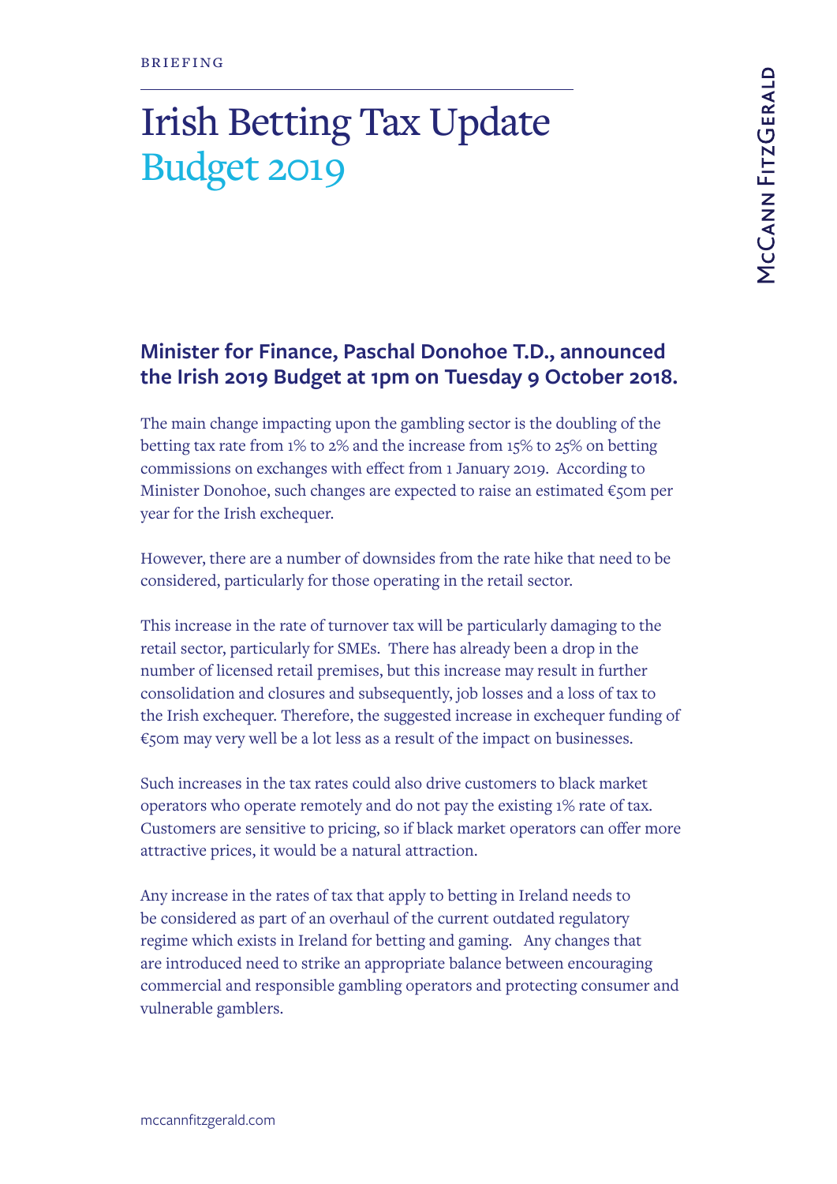BRIEFING

# Irish Betting Tax Update
## Budget 2019

**Minister for Finance, Paschal Donohoe T.D., announced the Irish 2019 Budget at 1pm on Tuesday 9 October 2018.**

The main change impacting upon the gambling sector is the doubling of the betting tax rate from 1% to 2% and the increase from 15% to 25% on betting commissions on exchanges with effect from 1 January 2019. According to Minister Donohoe, such changes are expected to raise an estimated €50m per year for the Irish exchequer.

However, there are a number of downsides from the rate hike that need to be considered, particularly for those operating in the retail sector.

This increase in the rate of turnover tax will be particularly damaging to the retail sector, particularly for SMEs. There has already been a drop in the number of licensed retail premises, but this increase may result in further consolidation and closures and subsequently, job losses and a loss of tax to the Irish exchequer. Therefore, the suggested increase in exchequer funding of €50m may very well be a lot less as a result of the impact on businesses.

Such increases in the tax rates could also drive customers to black market operators who operate remotely and do not pay the existing 1% rate of tax. Customers are sensitive to pricing, so if black market operators can offer more attractive prices, it would be a natural attraction.

Any increase in the rates of tax that apply to betting in Ireland needs to be considered as part of an overhaul of the current outdated regulatory regime which exists in Ireland for betting and gaming. Any changes that are introduced need to strike an appropriate balance between encouraging commercial and responsible gambling operators and protecting consumer and vulnerable gamblers.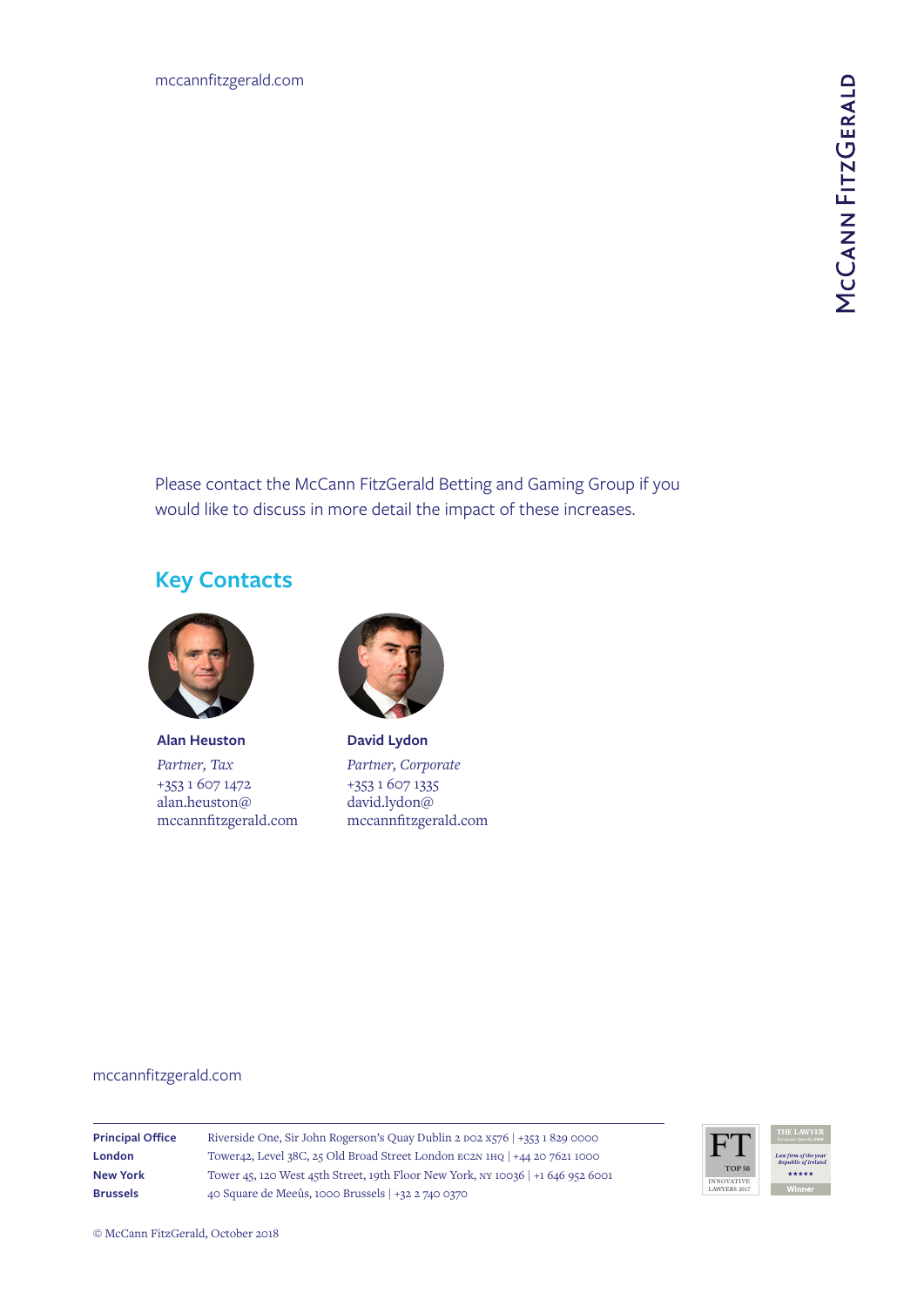mccannfitzgerald.com

Please contact the McCann FitzGerald Betting and Gaming Group if you would like to discuss in more detail the impact of these increases.

## Key Contacts

**Alan Heuston**

*Partner, Tax*
+353 1 607 1472
alan.heuston@
mccannfitzgerald.com

**David Lydon**

*Partner, Corporate*
+353 1 607 1335
david.lydon@
mccannfitzgerald.com

mccannfitzgerald.com

| | |
|---|---|
| **Principal Office** | Riverside One, Sir John Rogerson's Quay Dublin 2 D02 X576 \| +353 1 829 0000 |
| **London** | Tower42, Level 38C, 25 Old Broad Street London EC2N 1HQ \| +44 20 7621 1000 |
| **New York** | Tower 45, 120 West 45th Street, 19th Floor New York, NY 10036 \| +1 646 952 6001 |
| **Brussels** | 40 Square de Meeûs, 1000 Brussels \| +32 2 740 0370 |

© McCann FitzGerald, October 2018